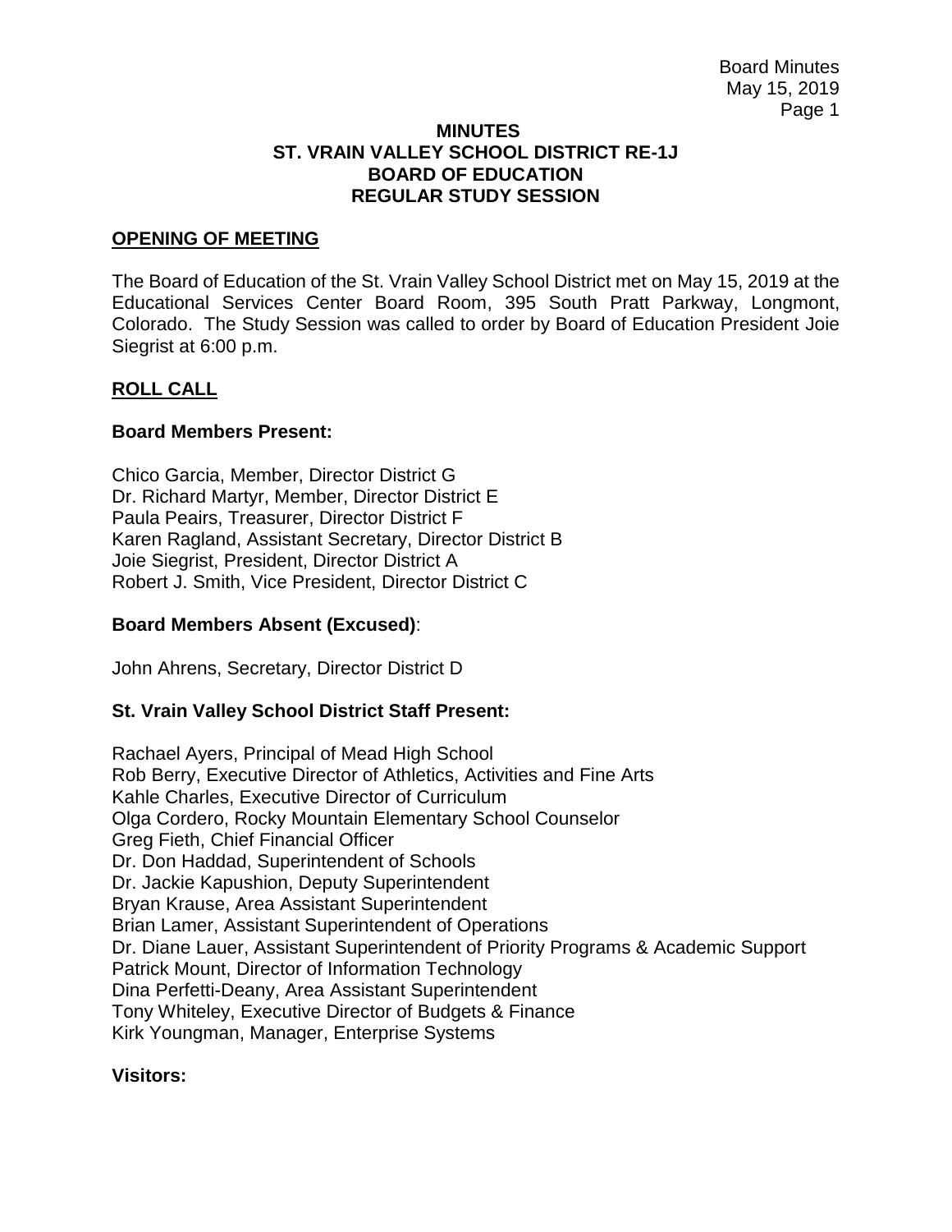# MINUTES
# ST. VRAIN VALLEY SCHOOL DISTRICT RE-1J
# BOARD OF EDUCATION
# REGULAR STUDY SESSION

## OPENING OF MEETING

The Board of Education of the St. Vrain Valley School District met on May 15, 2019 at the Educational Services Center Board Room, 395 South Pratt Parkway, Longmont, Colorado. The Study Session was called to order by Board of Education President Joie Siegrist at 6:00 p.m.

## ROLL CALL

### Board Members Present:

Chico Garcia, Member, Director District G
Dr. Richard Martyr, Member, Director District E
Paula Peairs, Treasurer, Director District F
Karen Ragland, Assistant Secretary, Director District B
Joie Siegrist, President, Director District A
Robert J. Smith, Vice President, Director District C

### Board Members Absent (Excused):

John Ahrens, Secretary, Director District D

### St. Vrain Valley School District Staff Present:

Rachael Ayers, Principal of Mead High School
Rob Berry, Executive Director of Athletics, Activities and Fine Arts
Kahle Charles, Executive Director of Curriculum
Olga Cordero, Rocky Mountain Elementary School Counselor
Greg Fieth, Chief Financial Officer
Dr. Don Haddad, Superintendent of Schools
Dr. Jackie Kapushion, Deputy Superintendent
Bryan Krause, Area Assistant Superintendent
Brian Lamer, Assistant Superintendent of Operations
Dr. Diane Lauer, Assistant Superintendent of Priority Programs & Academic Support
Patrick Mount, Director of Information Technology
Dina Perfetti-Deany, Area Assistant Superintendent
Tony Whiteley, Executive Director of Budgets & Finance
Kirk Youngman, Manager, Enterprise Systems

### Visitors: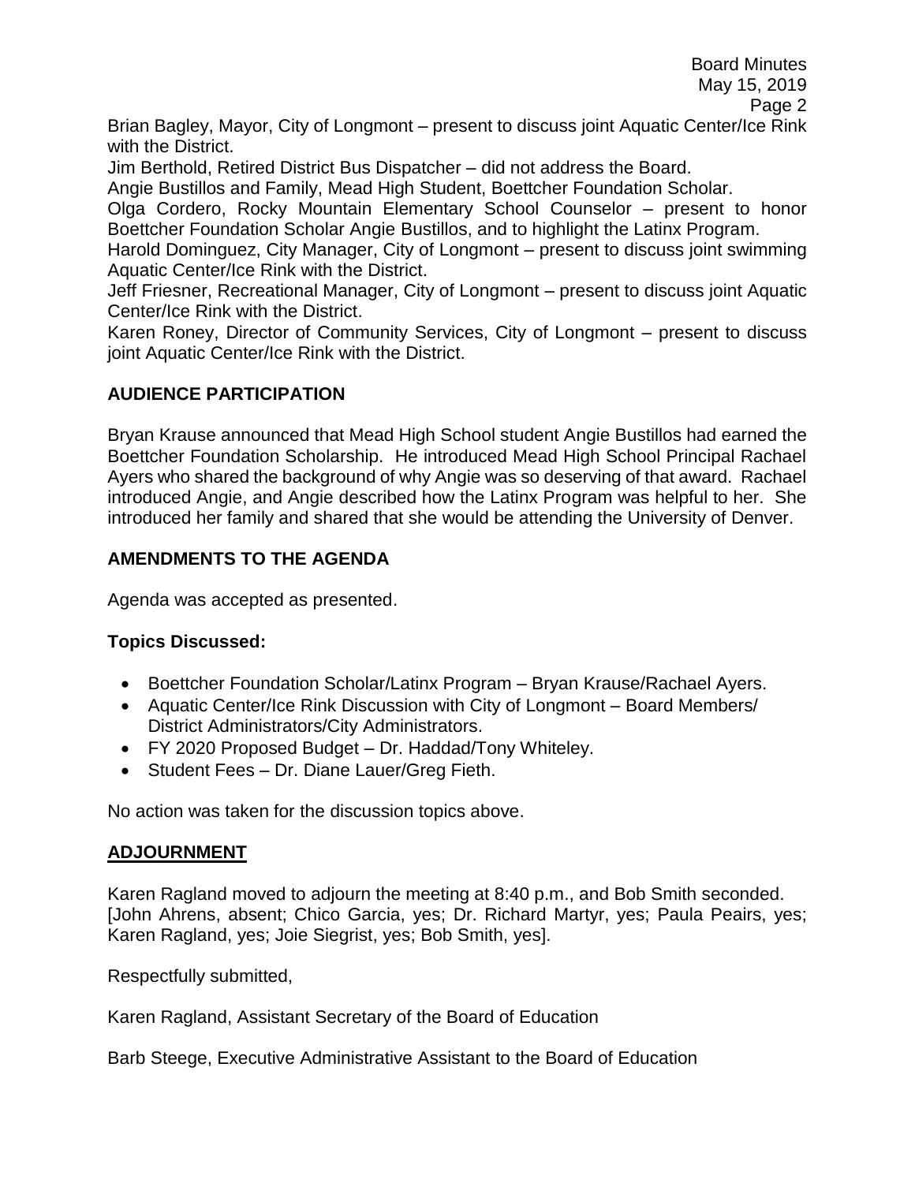Brian Bagley, Mayor, City of Longmont – present to discuss joint Aquatic Center/Ice Rink with the District.

Jim Berthold, Retired District Bus Dispatcher – did not address the Board.

Angie Bustillos and Family, Mead High Student, Boettcher Foundation Scholar.

Olga Cordero, Rocky Mountain Elementary School Counselor – present to honor Boettcher Foundation Scholar Angie Bustillos, and to highlight the Latinx Program.

Harold Dominguez, City Manager, City of Longmont – present to discuss joint swimming Aquatic Center/Ice Rink with the District.

Jeff Friesner, Recreational Manager, City of Longmont – present to discuss joint Aquatic Center/Ice Rink with the District.

Karen Roney, Director of Community Services, City of Longmont – present to discuss joint Aquatic Center/Ice Rink with the District.

## AUDIENCE PARTICIPATION

Bryan Krause announced that Mead High School student Angie Bustillos had earned the Boettcher Foundation Scholarship. He introduced Mead High School Principal Rachael Ayers who shared the background of why Angie was so deserving of that award. Rachael introduced Angie, and Angie described how the Latinx Program was helpful to her. She introduced her family and shared that she would be attending the University of Denver.

## AMENDMENTS TO THE AGENDA

Agenda was accepted as presented.

### Topics Discussed:

- Boettcher Foundation Scholar/Latinx Program – Bryan Krause/Rachael Ayers.
- Aquatic Center/Ice Rink Discussion with City of Longmont – Board Members/ District Administrators/City Administrators.
- FY 2020 Proposed Budget – Dr. Haddad/Tony Whiteley.
- Student Fees – Dr. Diane Lauer/Greg Fieth.

No action was taken for the discussion topics above.

## ADJOURNMENT

Karen Ragland moved to adjourn the meeting at 8:40 p.m., and Bob Smith seconded. [John Ahrens, absent; Chico Garcia, yes; Dr. Richard Martyr, yes; Paula Peairs, yes; Karen Ragland, yes; Joie Siegrist, yes; Bob Smith, yes].

Respectfully submitted,

Karen Ragland, Assistant Secretary of the Board of Education

Barb Steege, Executive Administrative Assistant to the Board of Education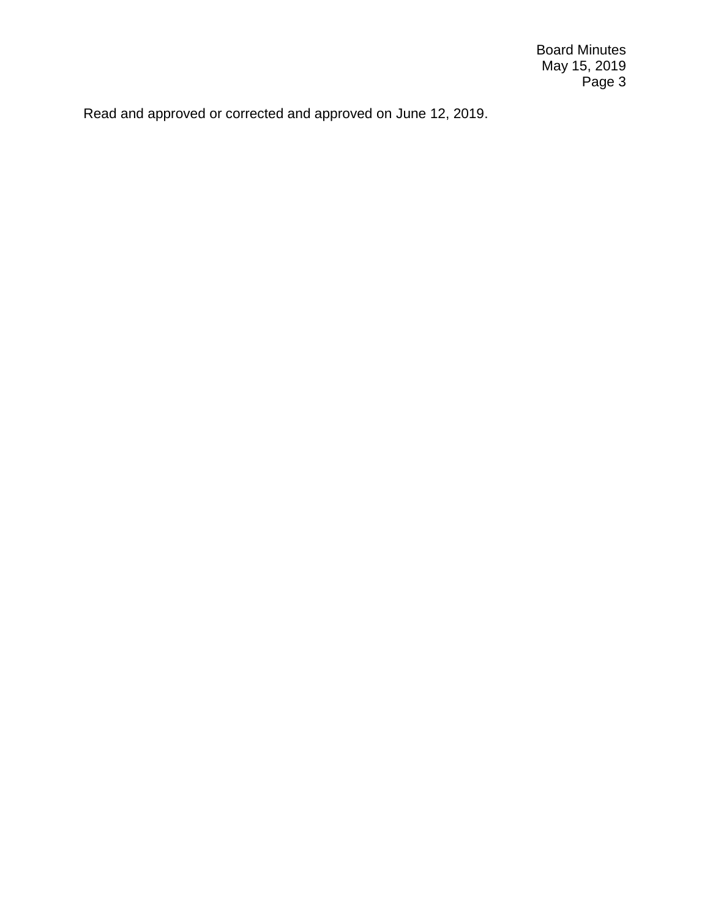Read and approved or corrected and approved on June 12, 2019.